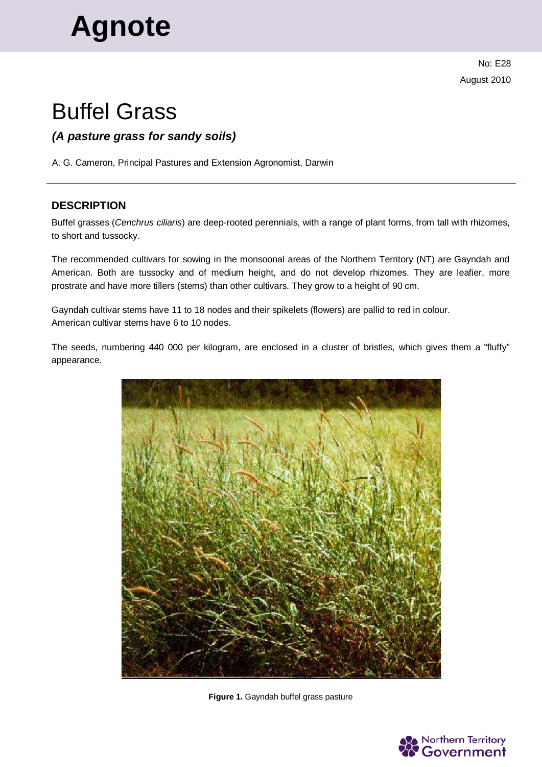# Agnote

No: E28

August 2010

# Buffel Grass

***(A pasture grass for sandy soils)***

A. G. Cameron, Principal Pastures and Extension Agronomist, Darwin

## DESCRIPTION

Buffel grasses (*Cenchrus ciliaris*) are deep-rooted perennials, with a range of plant forms, from tall with rhizomes, to short and tussocky.

The recommended cultivars for sowing in the monsoonal areas of the Northern Territory (NT) are Gayndah and American. Both are tussocky and of medium height, and do not develop rhizomes. They are leafier, more prostrate and have more tillers (stems) than other cultivars. They grow to a height of 90 cm.

Gayndah cultivar stems have 11 to 18 nodes and their spikelets (flowers) are pallid to red in colour.
American cultivar stems have 6 to 10 nodes.

The seeds, numbering 440 000 per kilogram, are enclosed in a cluster of bristles, which gives them a "fluffy" appearance.

**Figure 1.** Gayndah buffel grass pasture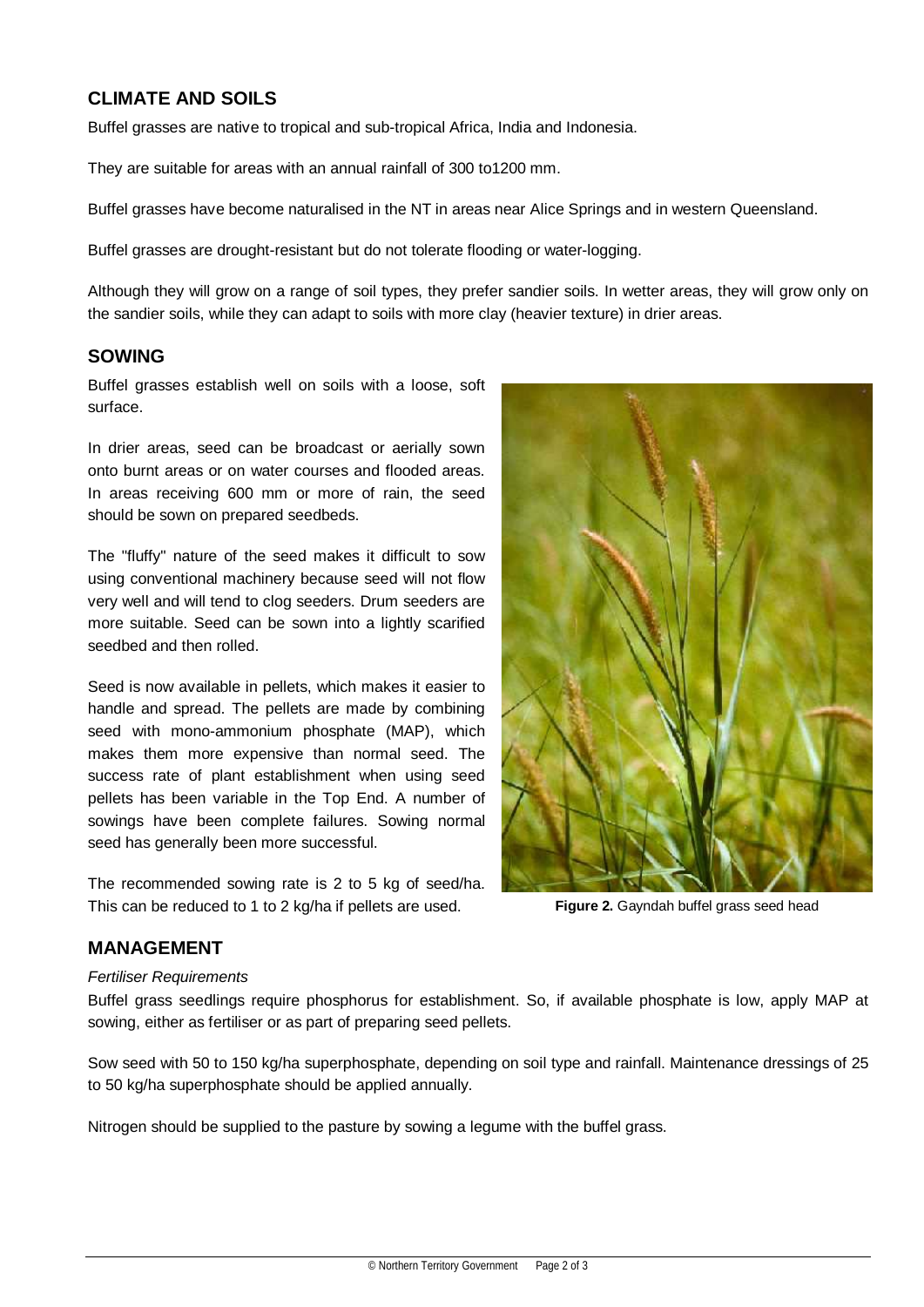## CLIMATE AND SOILS

Buffel grasses are native to tropical and sub-tropical Africa, India and Indonesia.

They are suitable for areas with an annual rainfall of 300 to1200 mm.

Buffel grasses have become naturalised in the NT in areas near Alice Springs and in western Queensland.

Buffel grasses are drought-resistant but do not tolerate flooding or water-logging.

Although they will grow on a range of soil types, they prefer sandier soils. In wetter areas, they will grow only on the sandier soils, while they can adapt to soils with more clay (heavier texture) in drier areas.

## SOWING

Buffel grasses establish well on soils with a loose, soft surface.

In drier areas, seed can be broadcast or aerially sown onto burnt areas or on water courses and flooded areas. In areas receiving 600 mm or more of rain, the seed should be sown on prepared seedbeds.

The "fluffy" nature of the seed makes it difficult to sow using conventional machinery because seed will not flow very well and will tend to clog seeders. Drum seeders are more suitable. Seed can be sown into a lightly scarified seedbed and then rolled.

Seed is now available in pellets, which makes it easier to handle and spread. The pellets are made by combining seed with mono-ammonium phosphate (MAP), which makes them more expensive than normal seed. The success rate of plant establishment when using seed pellets has been variable in the Top End. A number of sowings have been complete failures. Sowing normal seed has generally been more successful.

The recommended sowing rate is 2 to 5 kg of seed/ha. This can be reduced to 1 to 2 kg/ha if pellets are used.

**Figure 2.** Gayndah buffel grass seed head

## MANAGEMENT

*Fertiliser Requirements*

Buffel grass seedlings require phosphorus for establishment. So, if available phosphate is low, apply MAP at sowing, either as fertiliser or as part of preparing seed pellets.

Sow seed with 50 to 150 kg/ha superphosphate, depending on soil type and rainfall. Maintenance dressings of 25 to 50 kg/ha superphosphate should be applied annually.

Nitrogen should be supplied to the pasture by sowing a legume with the buffel grass.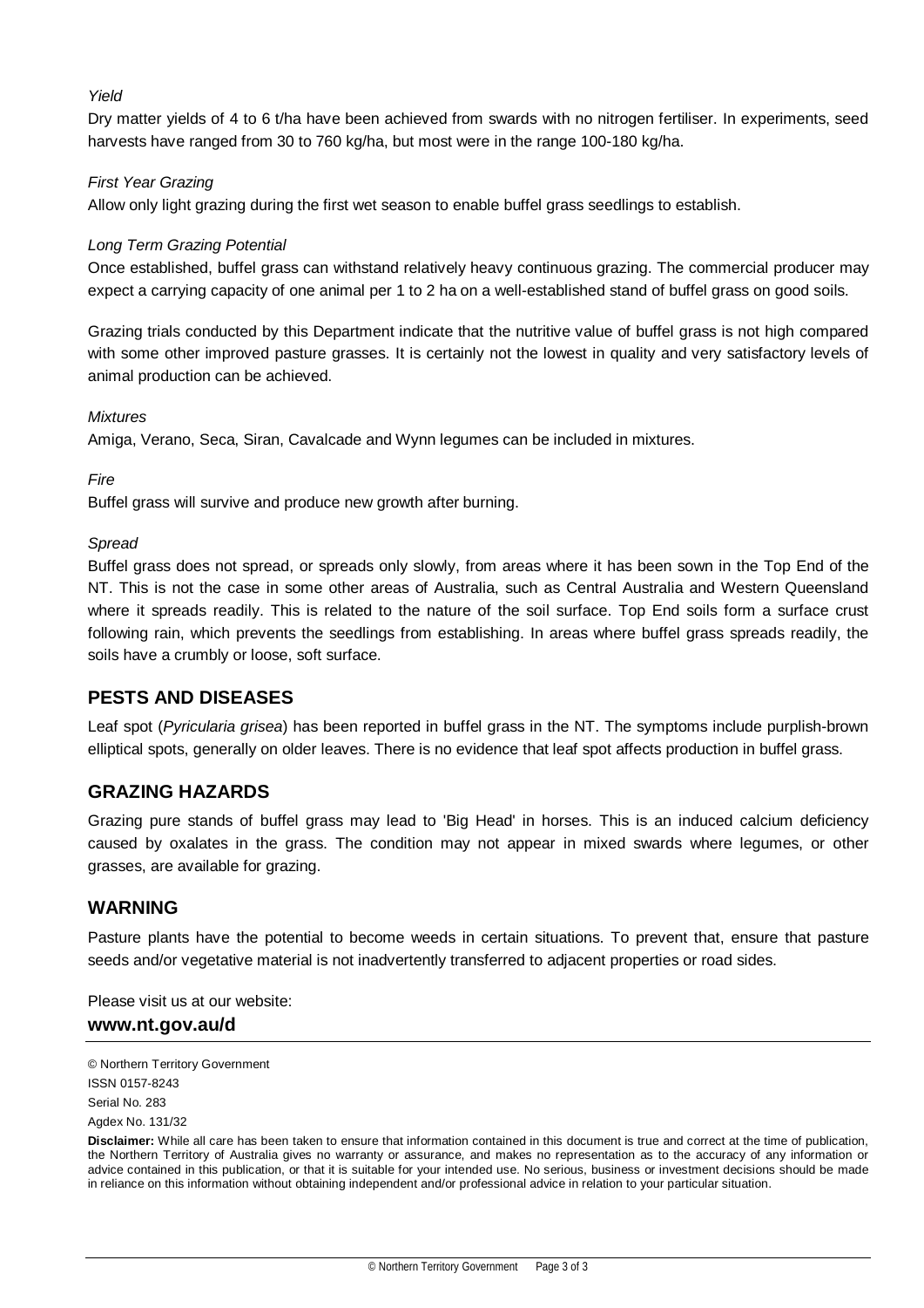*Yield*

Dry matter yields of 4 to 6 t/ha have been achieved from swards with no nitrogen fertiliser. In experiments, seed harvests have ranged from 30 to 760 kg/ha, but most were in the range 100-180 kg/ha.

*First Year Grazing*

Allow only light grazing during the first wet season to enable buffel grass seedlings to establish.

*Long Term Grazing Potential*

Once established, buffel grass can withstand relatively heavy continuous grazing. The commercial producer may expect a carrying capacity of one animal per 1 to 2 ha on a well-established stand of buffel grass on good soils.

Grazing trials conducted by this Department indicate that the nutritive value of buffel grass is not high compared with some other improved pasture grasses. It is certainly not the lowest in quality and very satisfactory levels of animal production can be achieved.

*Mixtures*

Amiga, Verano, Seca, Siran, Cavalcade and Wynn legumes can be included in mixtures.

*Fire*

Buffel grass will survive and produce new growth after burning.

*Spread*

Buffel grass does not spread, or spreads only slowly, from areas where it has been sown in the Top End of the NT. This is not the case in some other areas of Australia, such as Central Australia and Western Queensland where it spreads readily. This is related to the nature of the soil surface. Top End soils form a surface crust following rain, which prevents the seedlings from establishing. In areas where buffel grass spreads readily, the soils have a crumbly or loose, soft surface.

## PESTS AND DISEASES

Leaf spot (*Pyricularia grisea*) has been reported in buffel grass in the NT. The symptoms include purplish-brown elliptical spots, generally on older leaves. There is no evidence that leaf spot affects production in buffel grass.

## GRAZING HAZARDS

Grazing pure stands of buffel grass may lead to 'Big Head' in horses. This is an induced calcium deficiency caused by oxalates in the grass. The condition may not appear in mixed swards where legumes, or other grasses, are available for grazing.

## WARNING

Pasture plants have the potential to become weeds in certain situations. To prevent that, ensure that pasture seeds and/or vegetative material is not inadvertently transferred to adjacent properties or road sides.

Please visit us at our website:

**www.nt.gov.au/d**

© Northern Territory Government
ISSN 0157-8243
Serial No. 283
Agdex No. 131/32

**Disclaimer:** While all care has been taken to ensure that information contained in this document is true and correct at the time of publication, the Northern Territory of Australia gives no warranty or assurance, and makes no representation as to the accuracy of any information or advice contained in this publication, or that it is suitable for your intended use. No serious, business or investment decisions should be made in reliance on this information without obtaining independent and/or professional advice in relation to your particular situation.